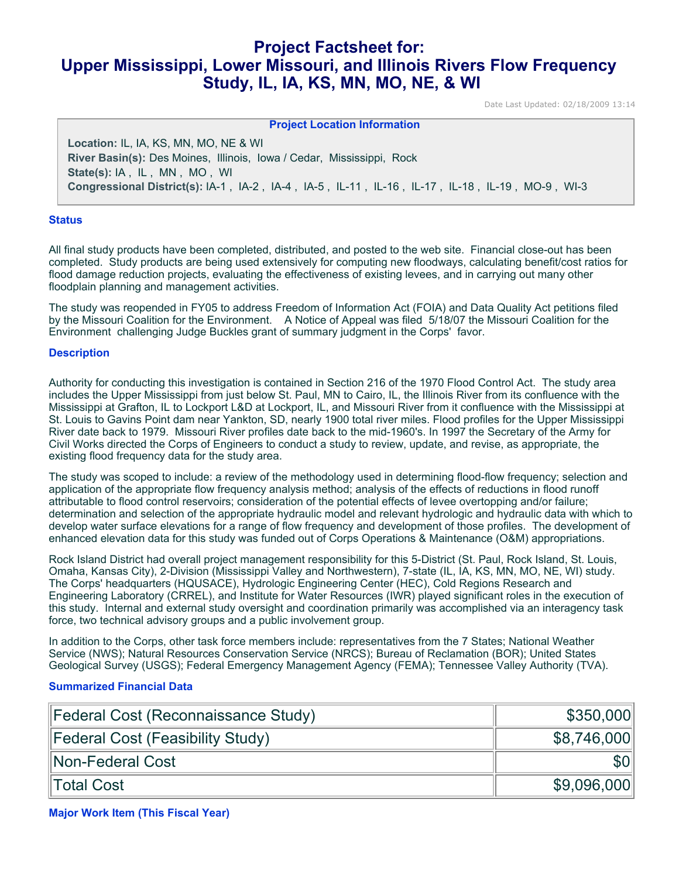# Project Factsheet for: Upper Mississippi, Lower Missouri, and Illinois Rivers Flow Frequency Study, IL, IA, KS, MN, MO, NE, & WI

Date Last Updated: 02/18/2009 13:14

**Project Location Information**

**Location:** IL, IA, KS, MN, MO, NE & WI
**River Basin(s):** Des Moines, Illinois, Iowa / Cedar, Mississippi, Rock
**State(s):** IA , IL , MN , MO , WI
**Congressional District(s):** IA-1 , IA-2 , IA-4 , IA-5 , IL-11 , IL-16 , IL-17 , IL-18 , IL-19 , MO-9 , WI-3

## Status

All final study products have been completed, distributed, and posted to the web site. Financial close-out has been completed. Study products are being used extensively for computing new floodways, calculating benefit/cost ratios for flood damage reduction projects, evaluating the effectiveness of existing levees, and in carrying out many other floodplain planning and management activities.

The study was reopended in FY05 to address Freedom of Information Act (FOIA) and Data Quality Act petitions filed by the Missouri Coalition for the Environment. A Notice of Appeal was filed 5/18/07 the Missouri Coalition for the Environment challenging Judge Buckles grant of summary judgment in the Corps' favor.

## Description

Authority for conducting this investigation is contained in Section 216 of the 1970 Flood Control Act. The study area includes the Upper Mississippi from just below St. Paul, MN to Cairo, IL, the Illinois River from its confluence with the Mississippi at Grafton, IL to Lockport L&D at Lockport, IL, and Missouri River from it confluence with the Mississippi at St. Louis to Gavins Point dam near Yankton, SD, nearly 1900 total river miles. Flood profiles for the Upper Mississippi River date back to 1979. Missouri River profiles date back to the mid-1960's. In 1997 the Secretary of the Army for Civil Works directed the Corps of Engineers to conduct a study to review, update, and revise, as appropriate, the existing flood frequency data for the study area.

The study was scoped to include: a review of the methodology used in determining flood-flow frequency; selection and application of the appropriate flow frequency analysis method; analysis of the effects of reductions in flood runoff attributable to flood control reservoirs; consideration of the potential effects of levee overtopping and/or failure; determination and selection of the appropriate hydraulic model and relevant hydrologic and hydraulic data with which to develop water surface elevations for a range of flow frequency and development of those profiles. The development of enhanced elevation data for this study was funded out of Corps Operations & Maintenance (O&M) appropriations.

Rock Island District had overall project management responsibility for this 5-District (St. Paul, Rock Island, St. Louis, Omaha, Kansas City), 2-Division (Mississippi Valley and Northwestern), 7-state (IL, IA, KS, MN, MO, NE, WI) study. The Corps' headquarters (HQUSACE), Hydrologic Engineering Center (HEC), Cold Regions Research and Engineering Laboratory (CRREL), and Institute for Water Resources (IWR) played significant roles in the execution of this study. Internal and external study oversight and coordination primarily was accomplished via an interagency task force, two technical advisory groups and a public involvement group.

In addition to the Corps, other task force members include: representatives from the 7 States; National Weather Service (NWS); Natural Resources Conservation Service (NRCS); Bureau of Reclamation (BOR); United States Geological Survey (USGS); Federal Emergency Management Agency (FEMA); Tennessee Valley Authority (TVA).

## Summarized Financial Data

| | |
|---|---:|
| Federal Cost (Reconnaissance Study) | $350,000 |
| Federal Cost (Feasibility Study) | $8,746,000 |
| Non-Federal Cost | $0 |
| Total Cost | $9,096,000 |

## Major Work Item (This Fiscal Year)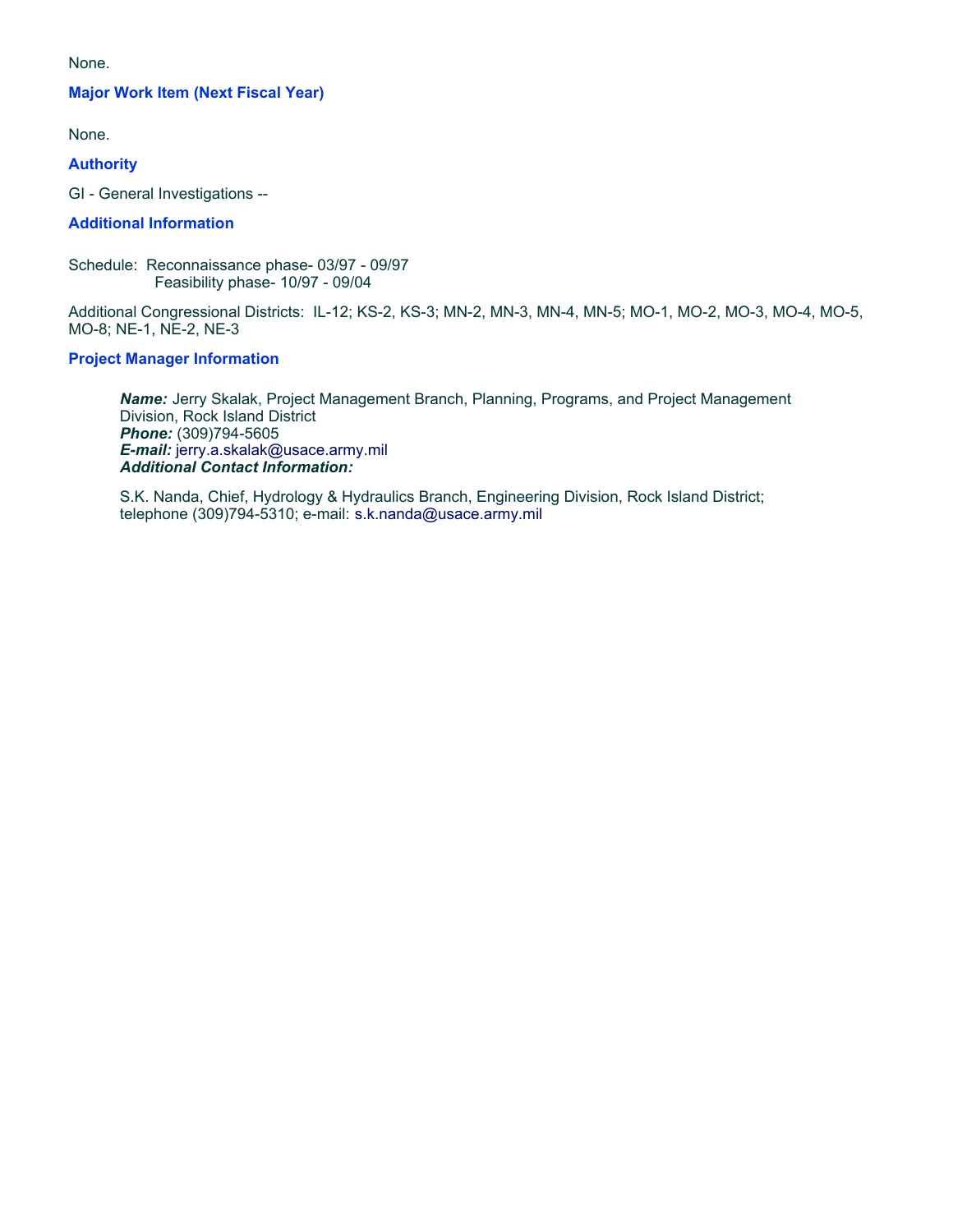None.

### Major Work Item (Next Fiscal Year)

None.

### Authority

GI - General Investigations --

### Additional Information

Schedule: Reconnaissance phase- 03/97 - 09/97
Feasibility phase- 10/97 - 09/04

Additional Congressional Districts: IL-12; KS-2, KS-3; MN-2, MN-3, MN-4, MN-5; MO-1, MO-2, MO-3, MO-4, MO-5, MO-8; NE-1, NE-2, NE-3

### Project Manager Information

***Name:*** Jerry Skalak, Project Management Branch, Planning, Programs, and Project Management Division, Rock Island District
***Phone:*** (309)794-5605
***E-mail:*** jerry.a.skalak@usace.army.mil
***Additional Contact Information:***

S.K. Nanda, Chief, Hydrology & Hydraulics Branch, Engineering Division, Rock Island District; telephone (309)794-5310; e-mail: s.k.nanda@usace.army.mil